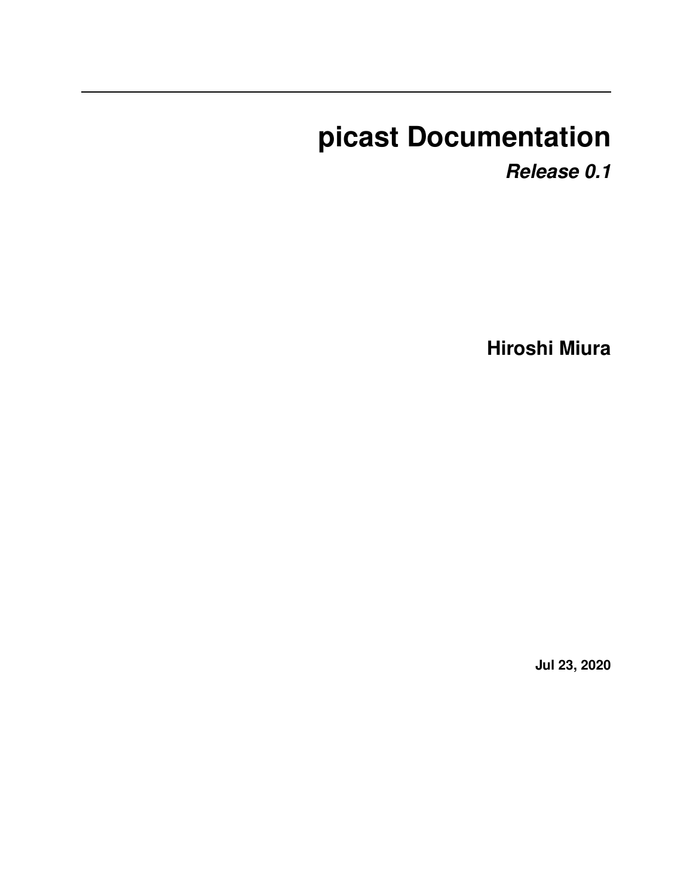# picast Documentation

***Release 0.1***

**Hiroshi Miura**

**Jul 23, 2020**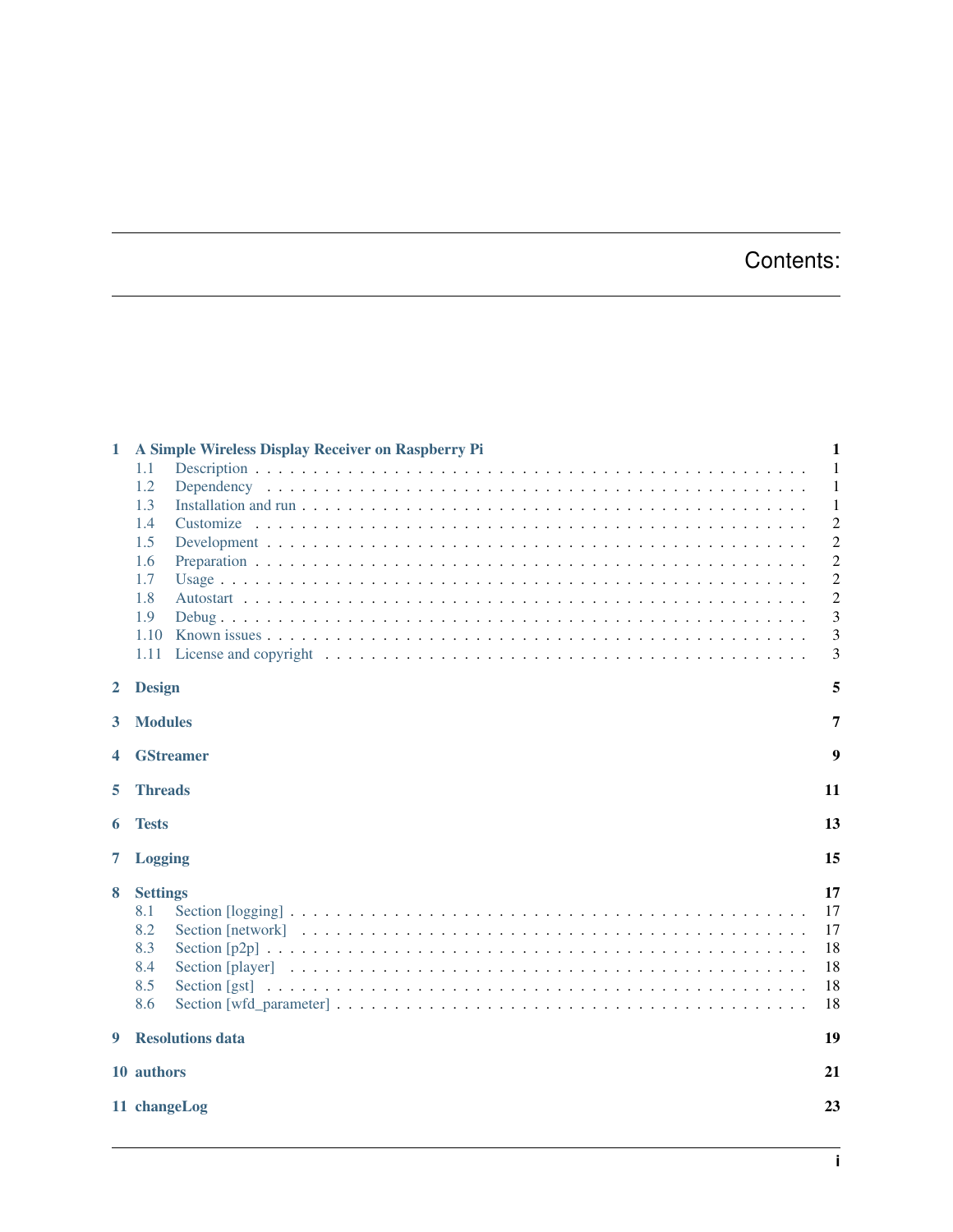# Contents:

- 1 A Simple Wireless Display Receiver on Raspberry Pi — 1
  - 1.1 Description — 1
  - 1.2 Dependency — 1
  - 1.3 Installation and run — 1
  - 1.4 Customize — 2
  - 1.5 Development — 2
  - 1.6 Preparation — 2
  - 1.7 Usage — 2
  - 1.8 Autostart — 2
  - 1.9 Debug — 3
  - 1.10 Known issues — 3
  - 1.11 License and copyright — 3
- 2 Design — 5
- 3 Modules — 7
- 4 GStreamer — 9
- 5 Threads — 11
- 6 Tests — 13
- 7 Logging — 15
- 8 Settings — 17
  - 8.1 Section [logging] — 17
  - 8.2 Section [network] — 17
  - 8.3 Section [p2p] — 18
  - 8.4 Section [player] — 18
  - 8.5 Section [gst] — 18
  - 8.6 Section [wfd_parameter] — 18
- 9 Resolutions data — 19
- 10 authors — 21
- 11 changeLog — 23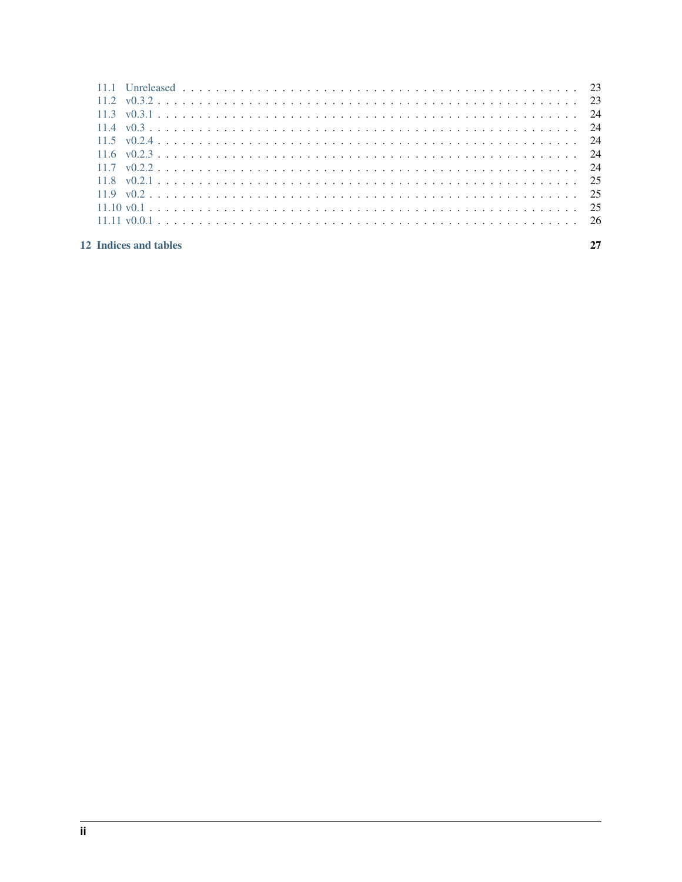- 11.1 Unreleased . . . . . . . . . . 23
- 11.2 v0.3.2 . . . . . . . . . . 23
- 11.3 v0.3.1 . . . . . . . . . . 24
- 11.4 v0.3 . . . . . . . . . . 24
- 11.5 v0.2.4 . . . . . . . . . . 24
- 11.6 v0.2.3 . . . . . . . . . . 24
- 11.7 v0.2.2 . . . . . . . . . . 24
- 11.8 v0.2.1 . . . . . . . . . . 25
- 11.9 v0.2 . . . . . . . . . . 25
- 11.10 v0.1 . . . . . . . . . . 25
- 11.11 v0.0.1 . . . . . . . . . . 26

**12 Indices and tables** **27**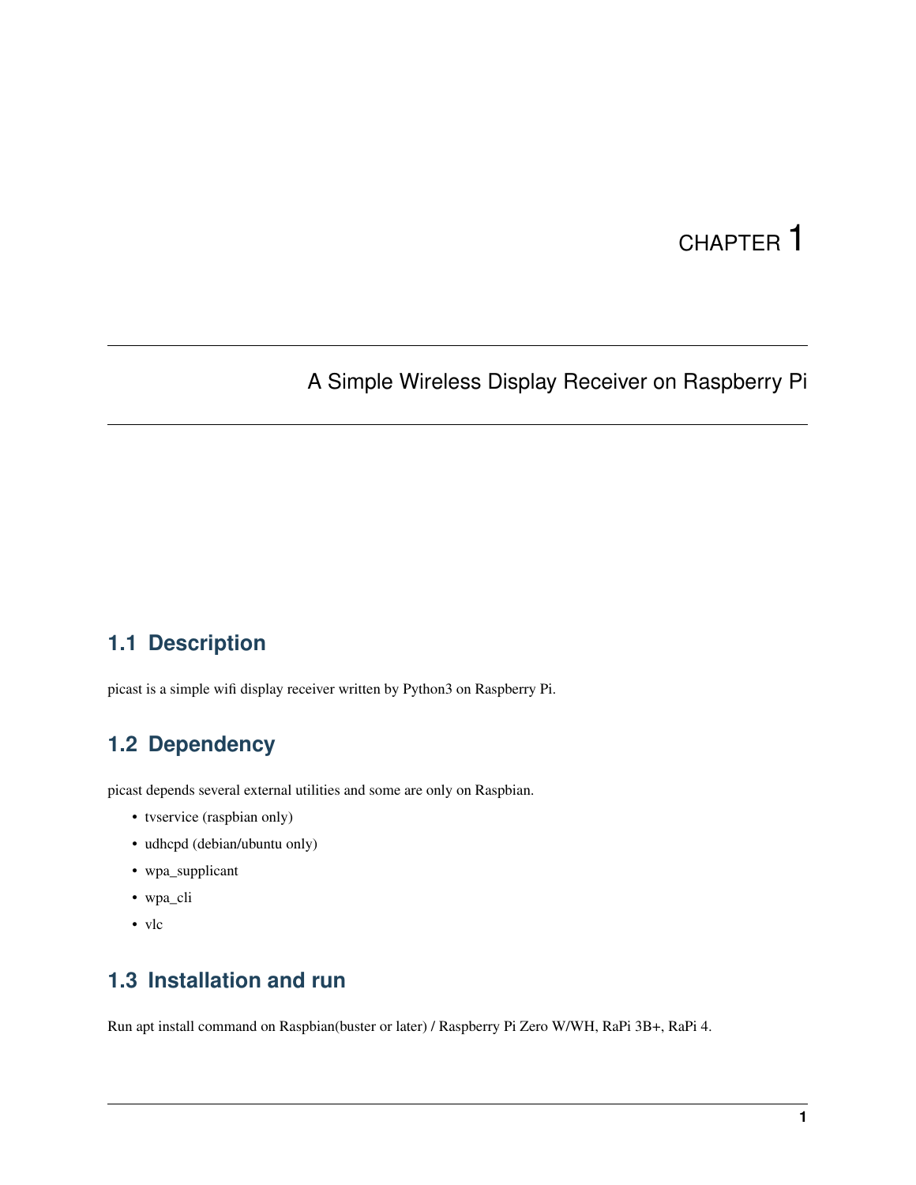# CHAPTER 1

## A Simple Wireless Display Receiver on Raspberry Pi

### 1.1 Description

picast is a simple wifi display receiver written by Python3 on Raspberry Pi.

### 1.2 Dependency

picast depends several external utilities and some are only on Raspbian.

- tvservice (raspbian only)
- udhcpd (debian/ubuntu only)
- wpa_supplicant
- wpa_cli
- vlc

### 1.3 Installation and run

Run apt install command on Raspbian(buster or later) / Raspberry Pi Zero W/WH, RaPi 3B+, RaPi 4.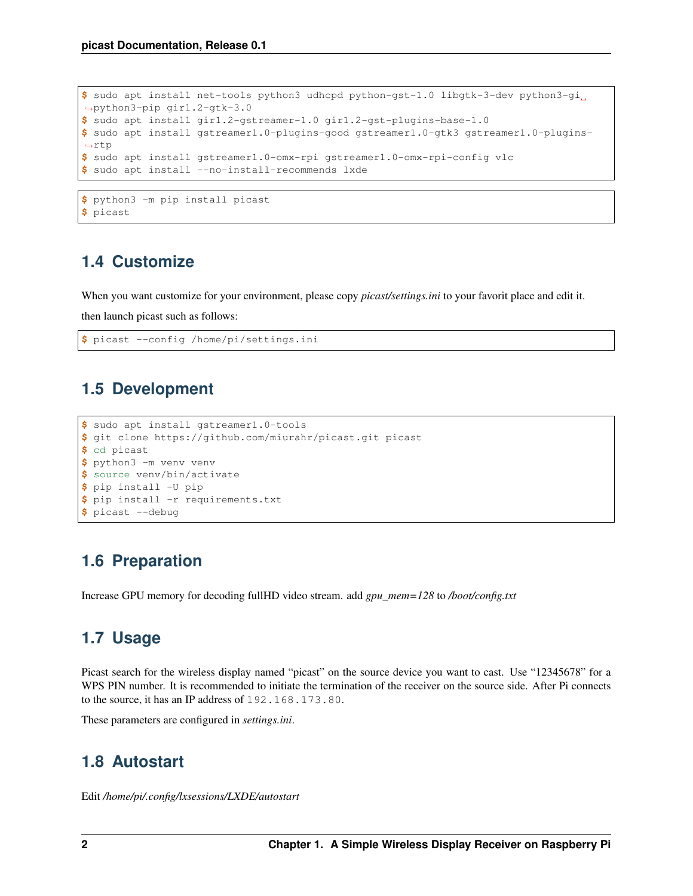```
$ sudo apt install net-tools python3 udhcpd python-gst-1.0 libgtk-3-dev python3-gi python3-pip gir1.2-gtk-3.0
$ sudo apt install gir1.2-gstreamer-1.0 gir1.2-gst-plugins-base-1.0
$ sudo apt install gstreamer1.0-plugins-good gstreamer1.0-gtk3 gstreamer1.0-plugins-rtp
$ sudo apt install gstreamer1.0-omx-rpi gstreamer1.0-omx-rpi-config vlc
$ sudo apt install --no-install-recommends lxde
```

```
$ python3 -m pip install picast
$ picast
```

## 1.4 Customize

When you want customize for your environment, please copy *picast/settings.ini* to your favorit place and edit it.

then launch picast such as follows:

```
$ picast --config /home/pi/settings.ini
```

## 1.5 Development

```
$ sudo apt install gstreamer1.0-tools
$ git clone https://github.com/miurahr/picast.git picast
$ cd picast
$ python3 -m venv venv
$ source venv/bin/activate
$ pip install -U pip
$ pip install -r requirements.txt
$ picast --debug
```

## 1.6 Preparation

Increase GPU memory for decoding fullHD video stream. add *gpu_mem=128* to */boot/config.txt*

## 1.7 Usage

Picast search for the wireless display named "picast" on the source device you want to cast. Use "12345678" for a WPS PIN number. It is recommended to initiate the termination of the receiver on the source side. After Pi connects to the source, it has an IP address of `192.168.173.80`.

These parameters are configured in *settings.ini*.

## 1.8 Autostart

Edit */home/pi/.config/lxsessions/LXDE/autostart*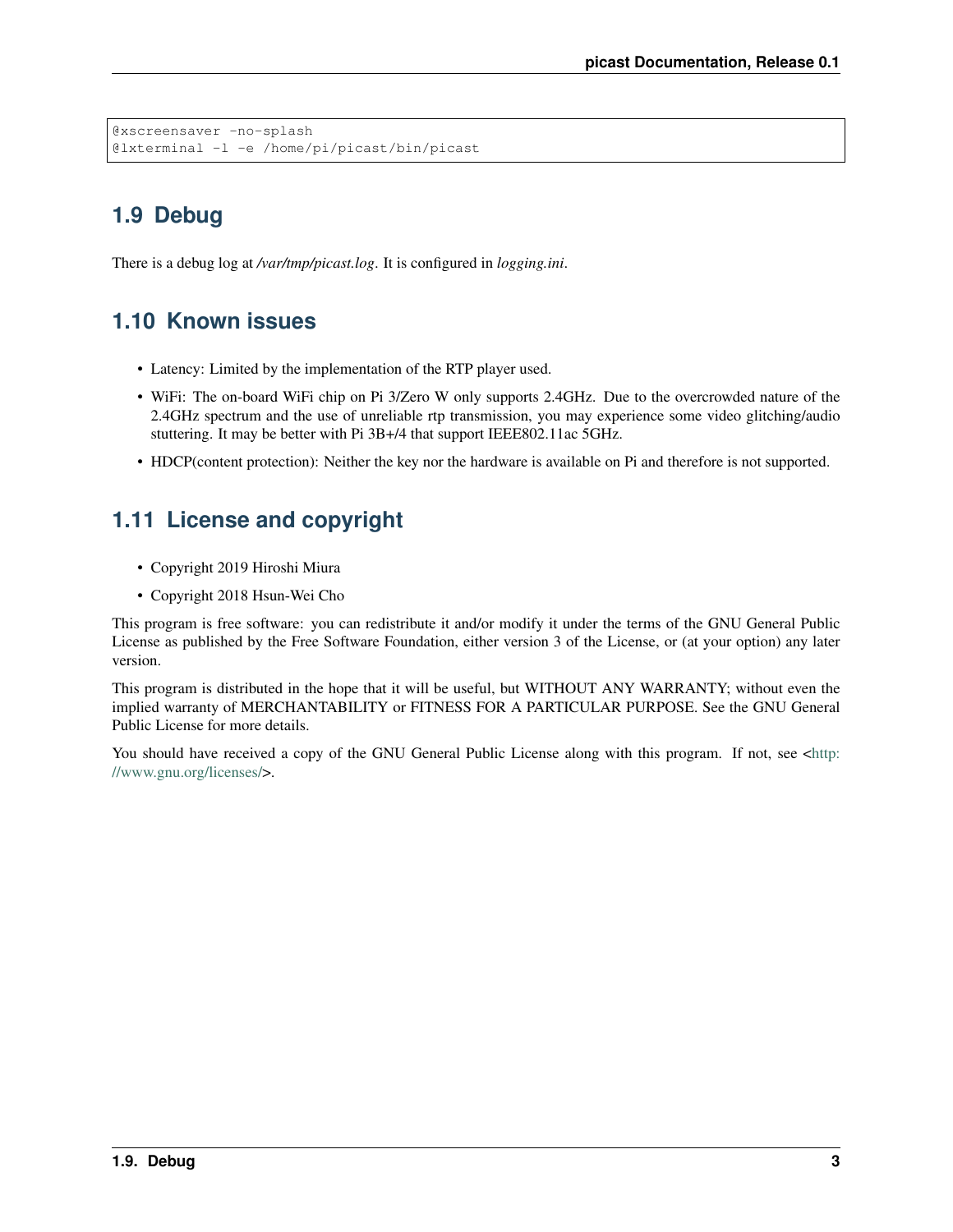```
@xscreensaver -no-splash
@lxterminal -l -e /home/pi/picast/bin/picast
```

## 1.9 Debug

There is a debug log at */var/tmp/picast.log*. It is configured in *logging.ini*.

## 1.10 Known issues

- Latency: Limited by the implementation of the RTP player used.
- WiFi: The on-board WiFi chip on Pi 3/Zero W only supports 2.4GHz. Due to the overcrowded nature of the 2.4GHz spectrum and the use of unreliable rtp transmission, you may experience some video glitching/audio stuttering. It may be better with Pi 3B+/4 that support IEEE802.11ac 5GHz.
- HDCP(content protection): Neither the key nor the hardware is available on Pi and therefore is not supported.

## 1.11 License and copyright

- Copyright 2019 Hiroshi Miura
- Copyright 2018 Hsun-Wei Cho

This program is free software: you can redistribute it and/or modify it under the terms of the GNU General Public License as published by the Free Software Foundation, either version 3 of the License, or (at your option) any later version.

This program is distributed in the hope that it will be useful, but WITHOUT ANY WARRANTY; without even the implied warranty of MERCHANTABILITY or FITNESS FOR A PARTICULAR PURPOSE. See the GNU General Public License for more details.

You should have received a copy of the GNU General Public License along with this program. If not, see <http://www.gnu.org/licenses/>.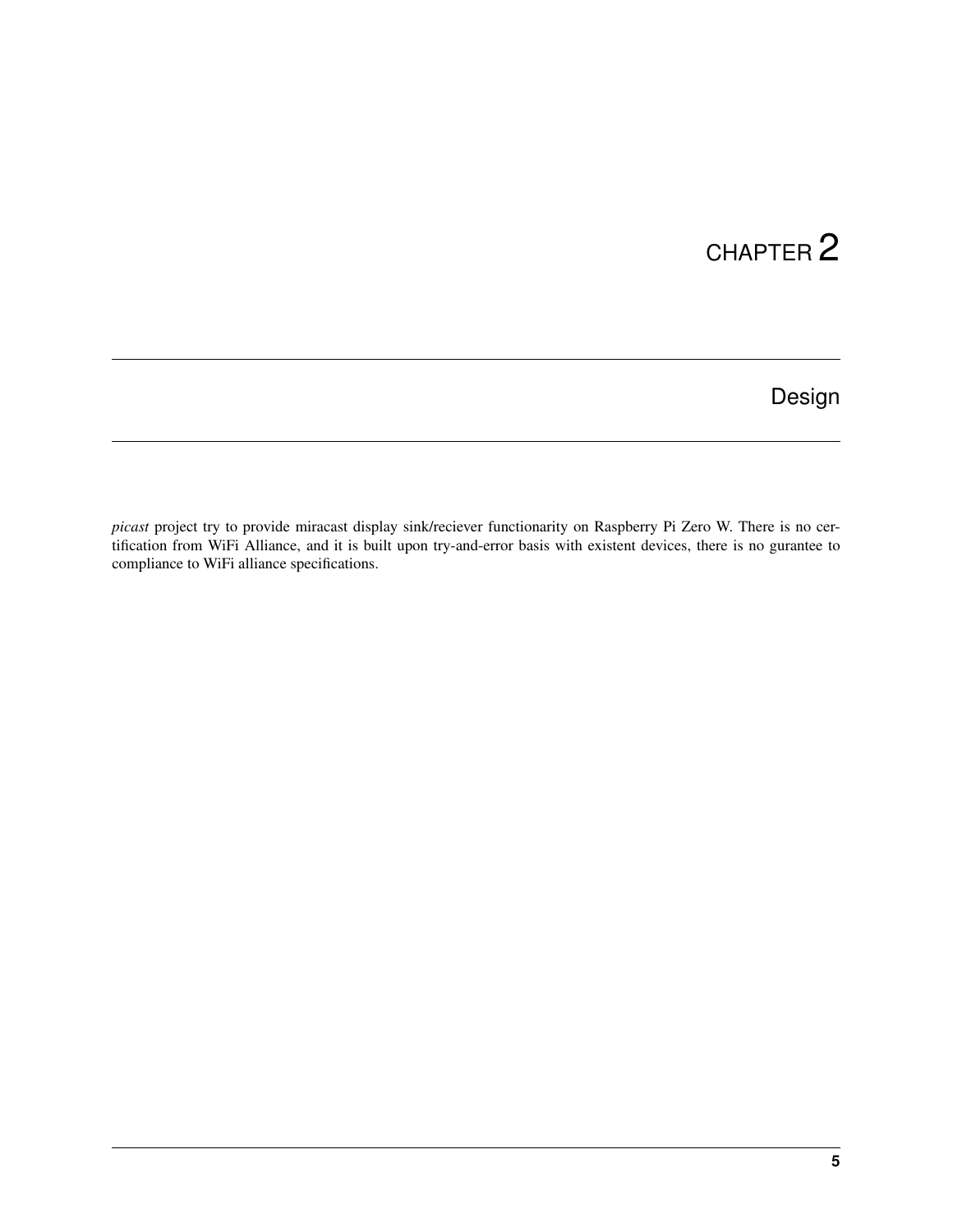# CHAPTER 2

## Design

*picast* project try to provide miracast display sink/reciever functionarity on Raspberry Pi Zero W. There is no certification from WiFi Alliance, and it is built upon try-and-error basis with existent devices, there is no gurantee to compliance to WiFi alliance specifications.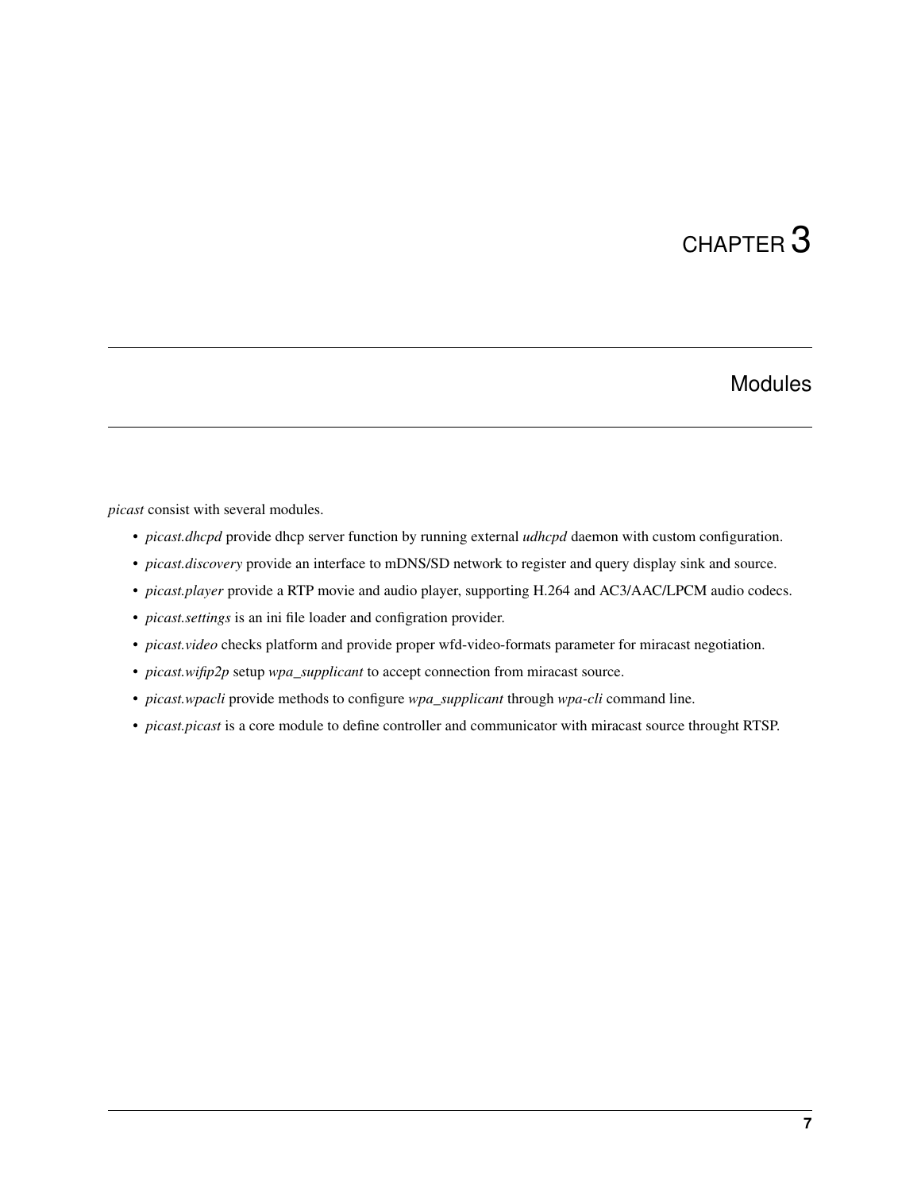# CHAPTER 3

## Modules

*picast* consist with several modules.

- *picast.dhcpd* provide dhcp server function by running external *udhcpd* daemon with custom configuration.
- *picast.discovery* provide an interface to mDNS/SD network to register and query display sink and source.
- *picast.player* provide a RTP movie and audio player, supporting H.264 and AC3/AAC/LPCM audio codecs.
- *picast.settings* is an ini file loader and configration provider.
- *picast.video* checks platform and provide proper wfd-video-formats parameter for miracast negotiation.
- *picast.wifip2p* setup *wpa_supplicant* to accept connection from miracast source.
- *picast.wpacli* provide methods to configure *wpa_supplicant* through *wpa-cli* command line.
- *picast.picast* is a core module to define controller and communicator with miracast source throught RTSP.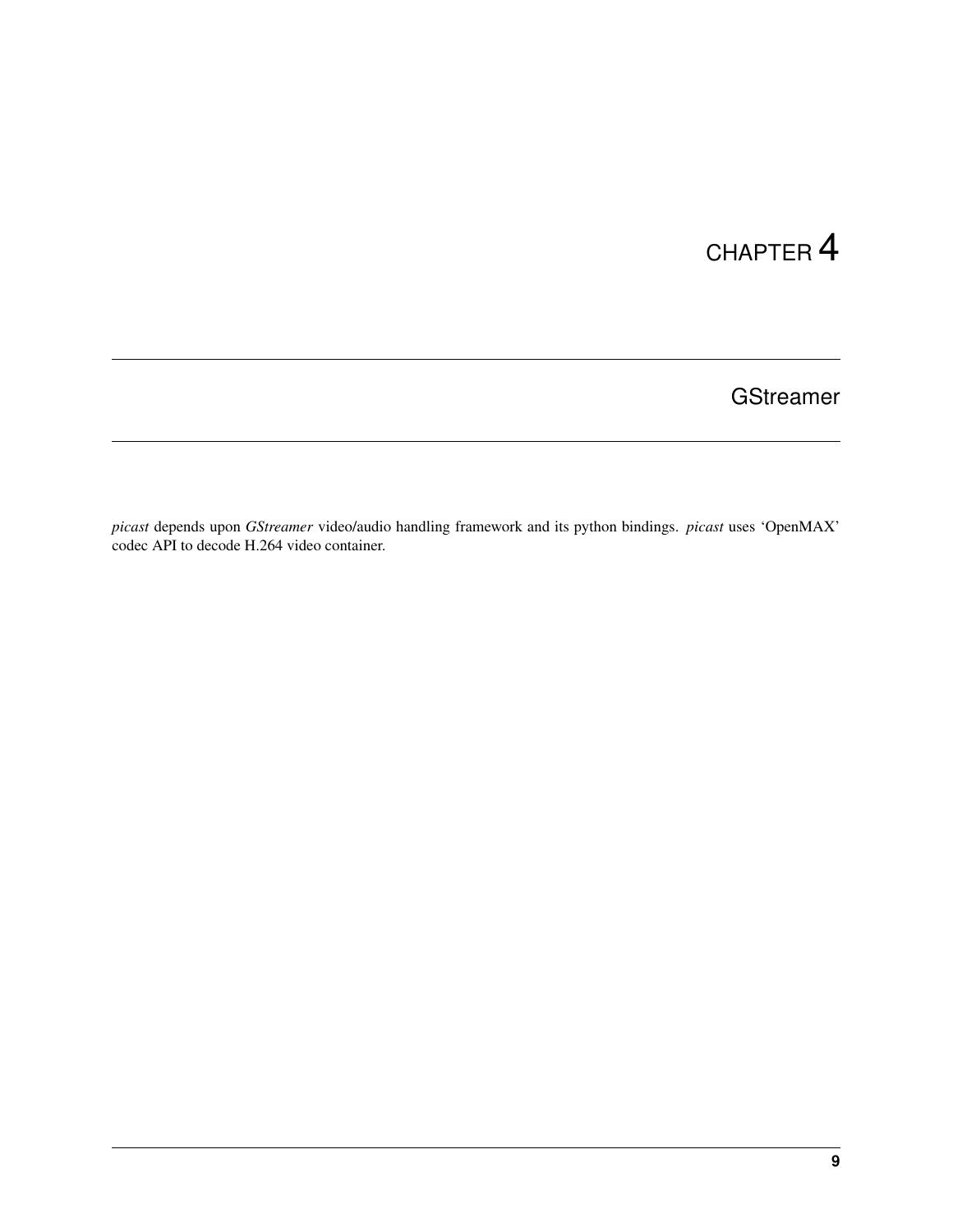# CHAPTER 4

## GStreamer

*picast* depends upon *GStreamer* video/audio handling framework and its python bindings. *picast* uses 'OpenMAX' codec API to decode H.264 video container.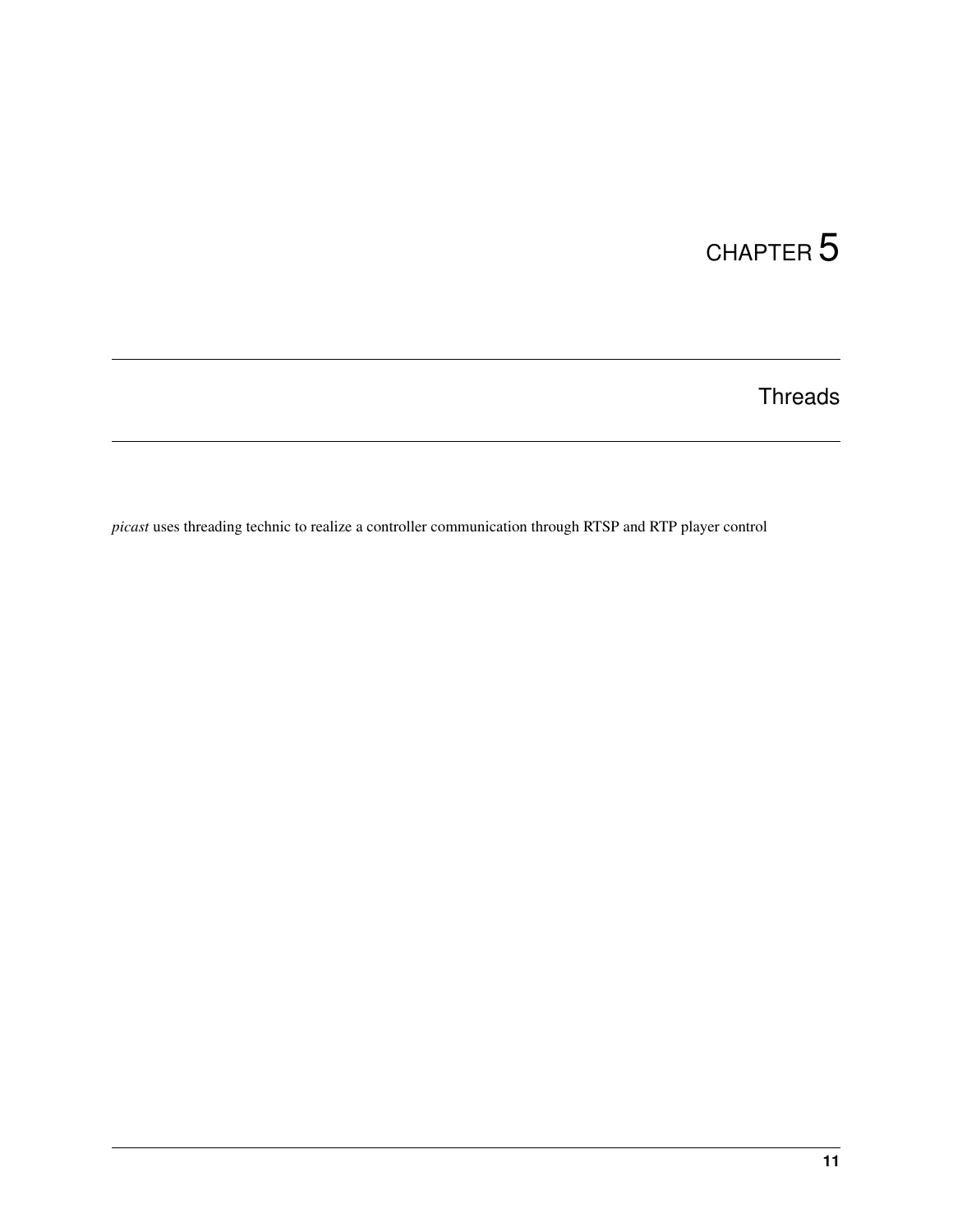# CHAPTER 5

## Threads

*picast* uses threading technic to realize a controller communication through RTSP and RTP player control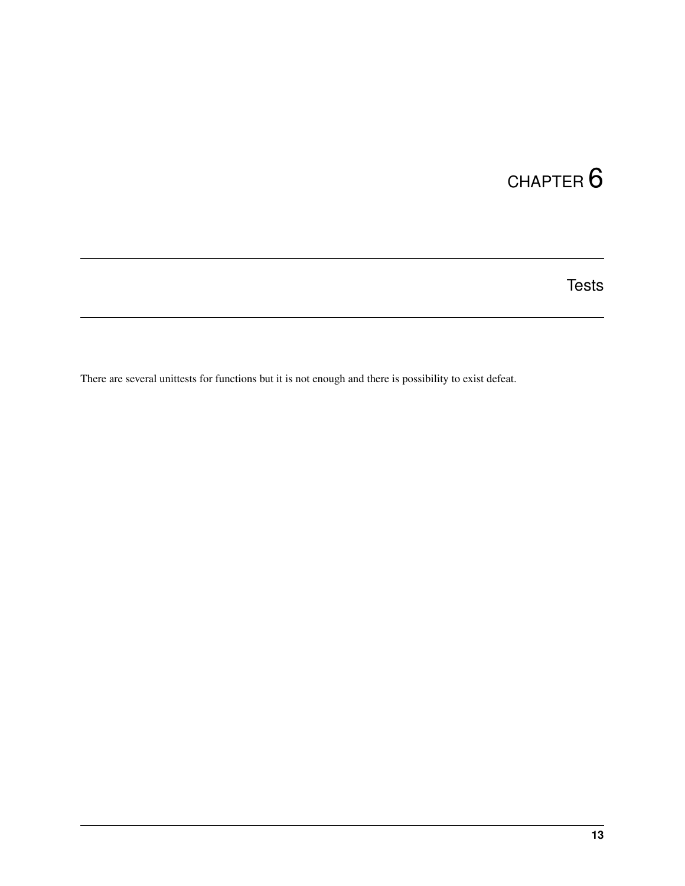# CHAPTER 6

## Tests

There are several unittests for functions but it is not enough and there is possibility to exist defeat.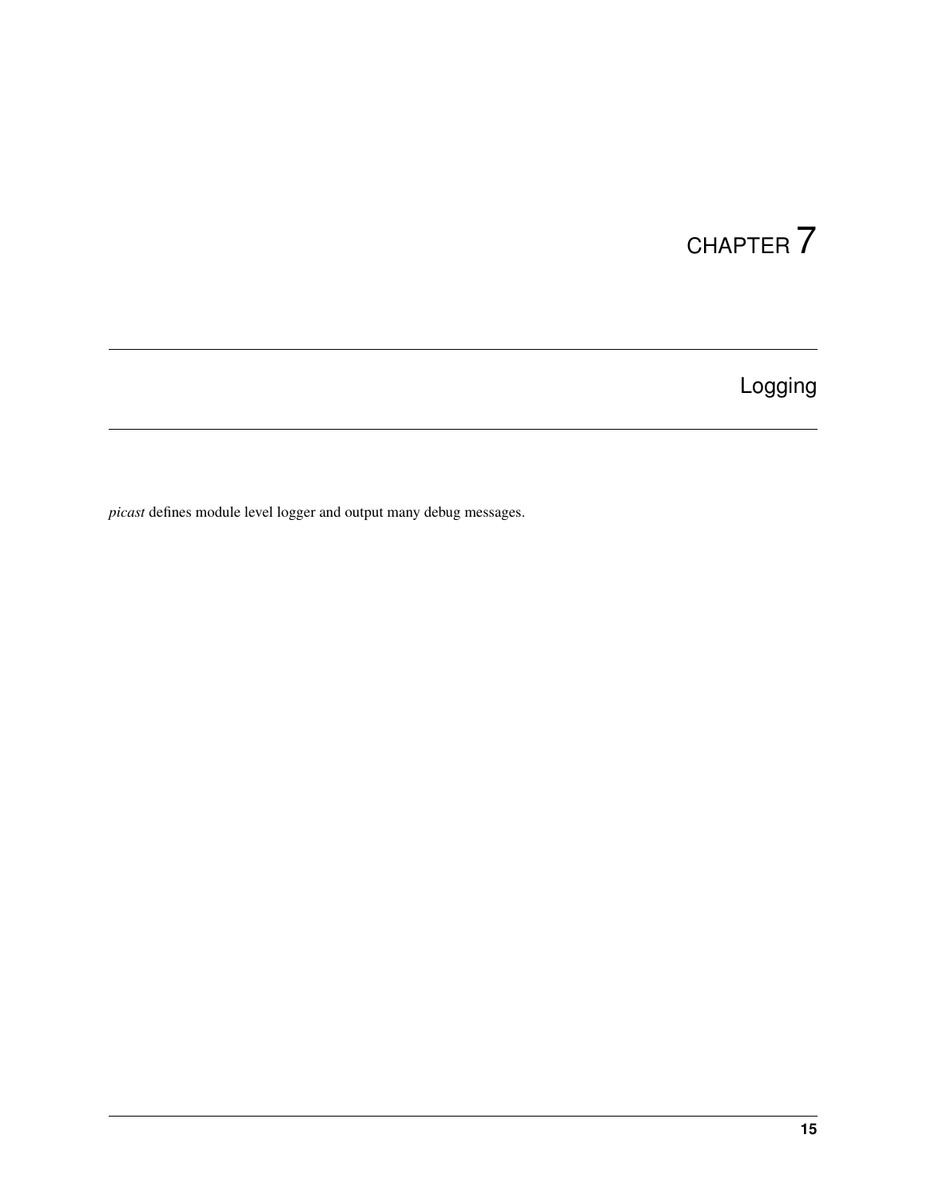# CHAPTER 7

## Logging

*picast* defines module level logger and output many debug messages.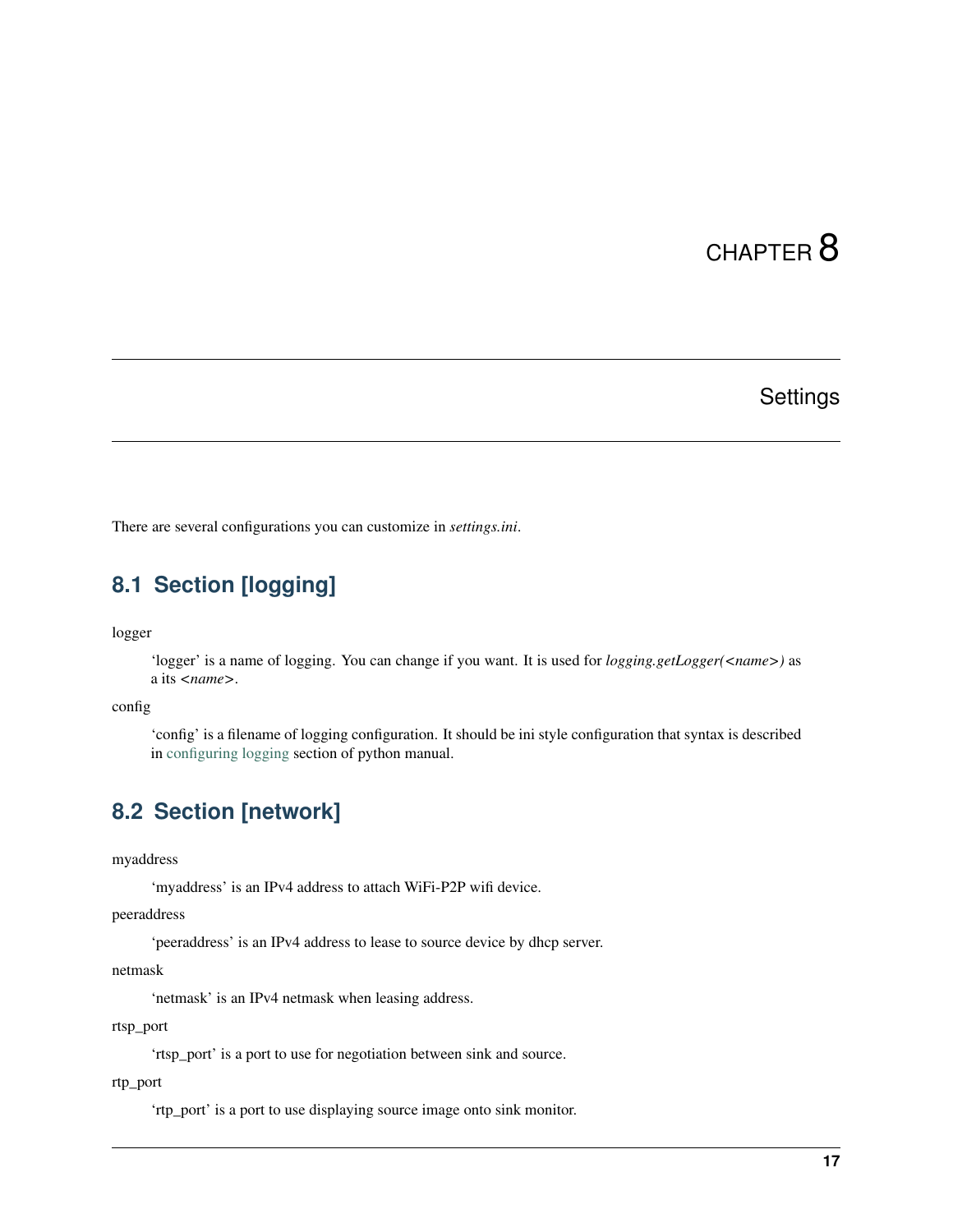# CHAPTER 8

## Settings

There are several configurations you can customize in *settings.ini*.

### 8.1 Section [logging]

logger

> 'logger' is a name of logging. You can change if you want. It is used for *logging.getLogger(<name>)* as a its *<name>*.

config

> 'config' is a filename of logging configuration. It should be ini style configuration that syntax is described in configuring logging section of python manual.

### 8.2 Section [network]

myaddress

> 'myaddress' is an IPv4 address to attach WiFi-P2P wifi device.

peeraddress

> 'peeraddress' is an IPv4 address to lease to source device by dhcp server.

netmask

> 'netmask' is an IPv4 netmask when leasing address.

rtsp_port

> 'rtsp_port' is a port to use for negotiation between sink and source.

rtp_port

> 'rtp_port' is a port to use displaying source image onto sink monitor.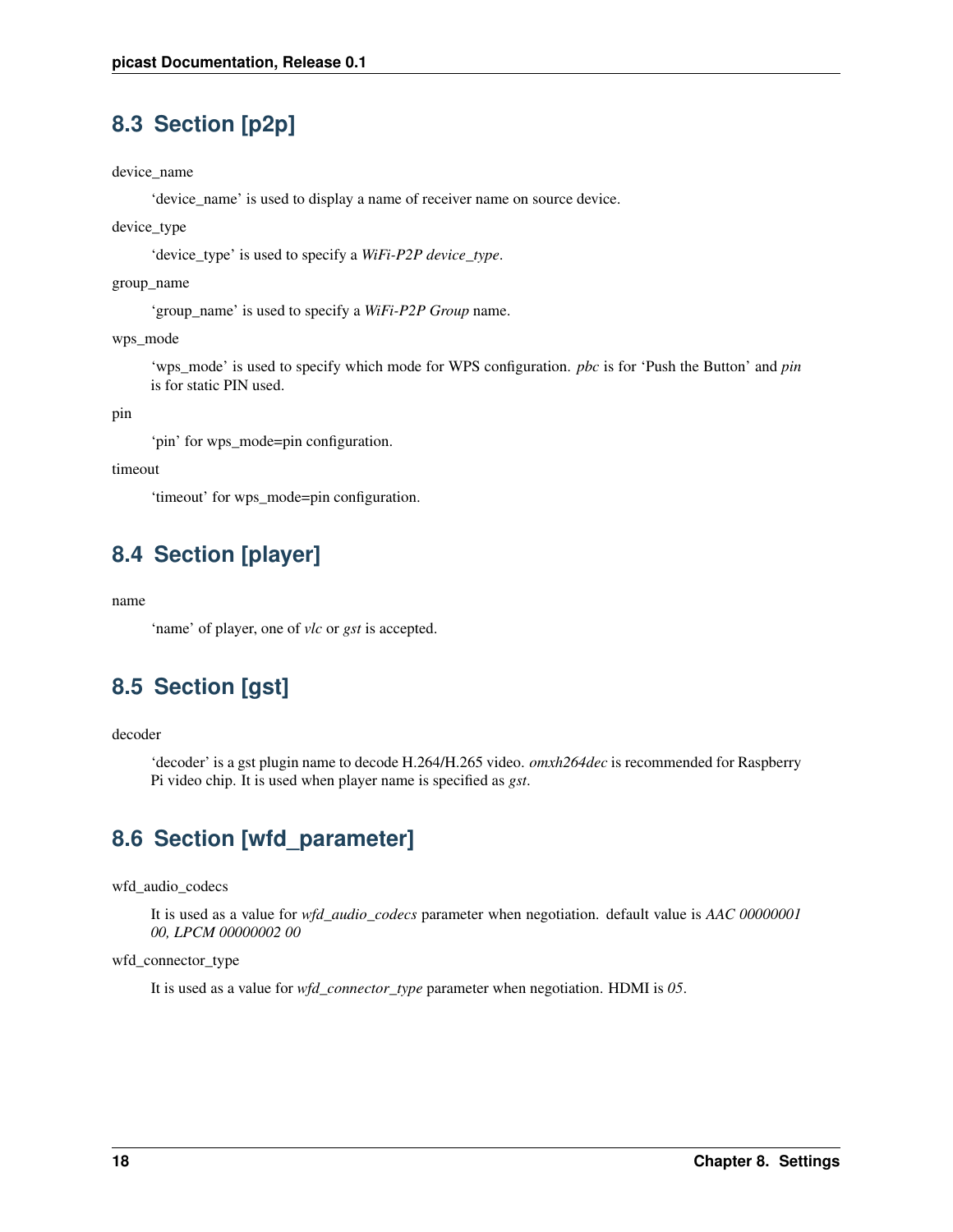## 8.3 Section [p2p]

device_name

'device_name' is used to display a name of receiver name on source device.

device_type

'device_type' is used to specify a *WiFi-P2P device_type*.

group_name

'group_name' is used to specify a *WiFi-P2P Group* name.

wps_mode

'wps_mode' is used to specify which mode for WPS configuration. *pbc* is for 'Push the Button' and *pin* is for static PIN used.

pin

'pin' for wps_mode=pin configuration.

timeout

'timeout' for wps_mode=pin configuration.

## 8.4 Section [player]

name

'name' of player, one of *vlc* or *gst* is accepted.

## 8.5 Section [gst]

decoder

'decoder' is a gst plugin name to decode H.264/H.265 video. *omxh264dec* is recommended for Raspberry Pi video chip. It is used when player name is specified as *gst*.

## 8.6 Section [wfd_parameter]

wfd_audio_codecs

It is used as a value for *wfd_audio_codecs* parameter when negotiation. default value is *AAC 00000001 00, LPCM 00000002 00*

wfd_connector_type

It is used as a value for *wfd_connector_type* parameter when negotiation. HDMI is *05*.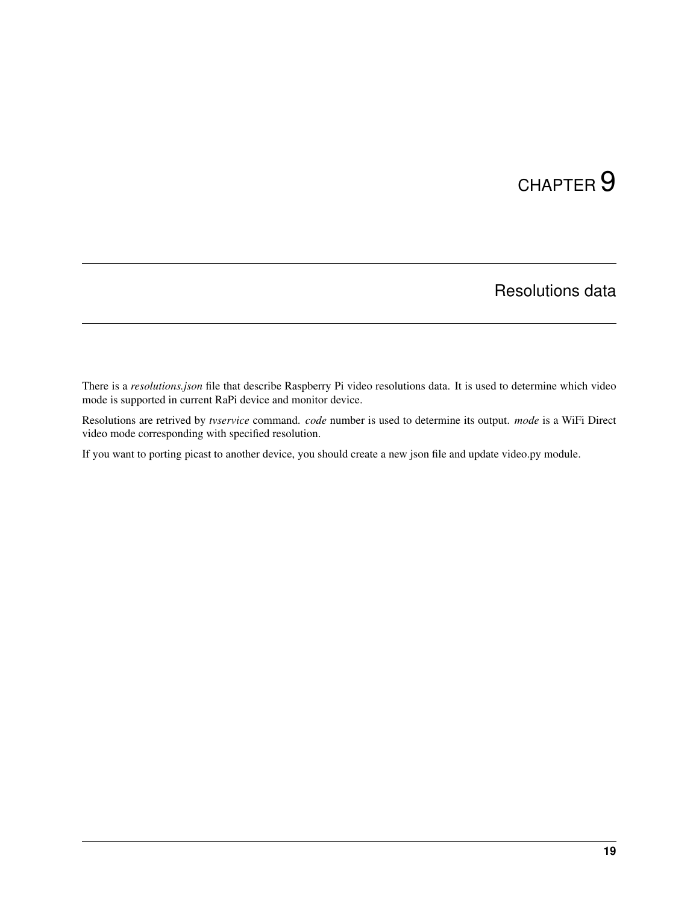# CHAPTER 9

## Resolutions data

There is a *resolutions.json* file that describe Raspberry Pi video resolutions data. It is used to determine which video mode is supported in current RaPi device and monitor device.

Resolutions are retrived by *tvservice* command. *code* number is used to determine its output. *mode* is a WiFi Direct video mode corresponding with specified resolution.

If you want to porting picast to another device, you should create a new json file and update video.py module.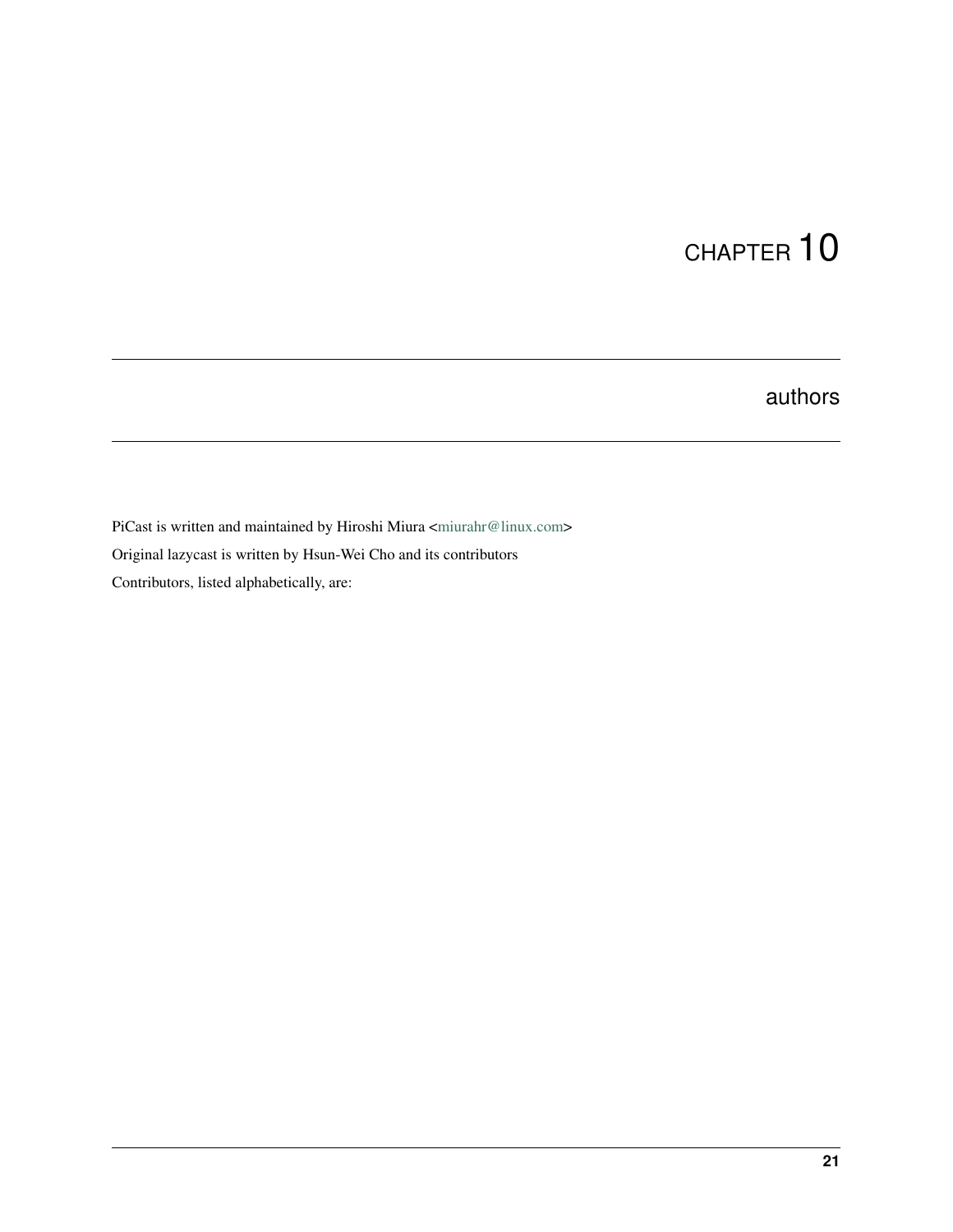# CHAPTER 10

## authors

PiCast is written and maintained by Hiroshi Miura <miurahr@linux.com>

Original lazycast is written by Hsun-Wei Cho and its contributors

Contributors, listed alphabetically, are: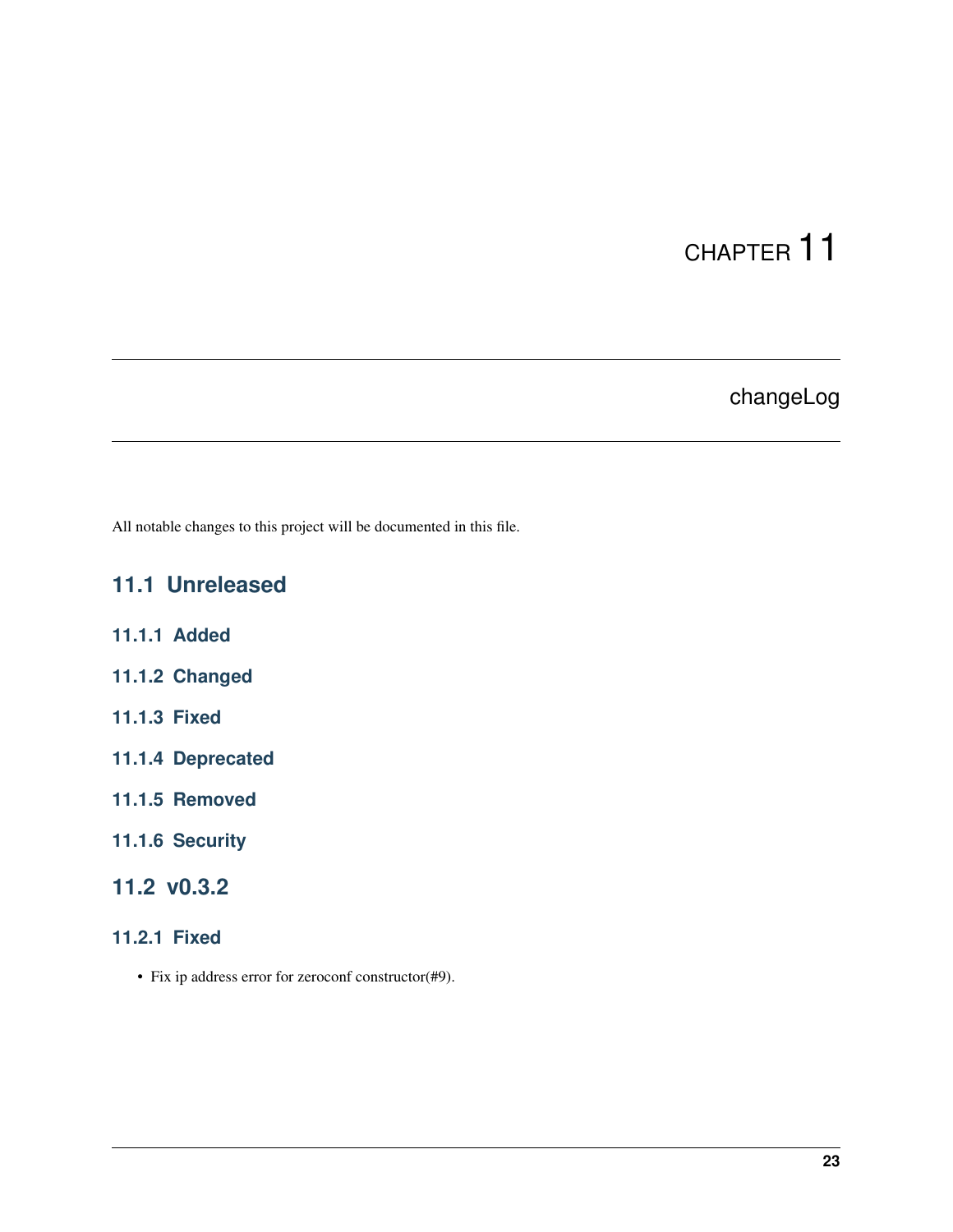# CHAPTER 11

# changeLog

All notable changes to this project will be documented in this file.

## 11.1 Unreleased

### 11.1.1 Added

### 11.1.2 Changed

### 11.1.3 Fixed

### 11.1.4 Deprecated

### 11.1.5 Removed

### 11.1.6 Security

## 11.2 v0.3.2

### 11.2.1 Fixed

- Fix ip address error for zeroconf constructor(#9).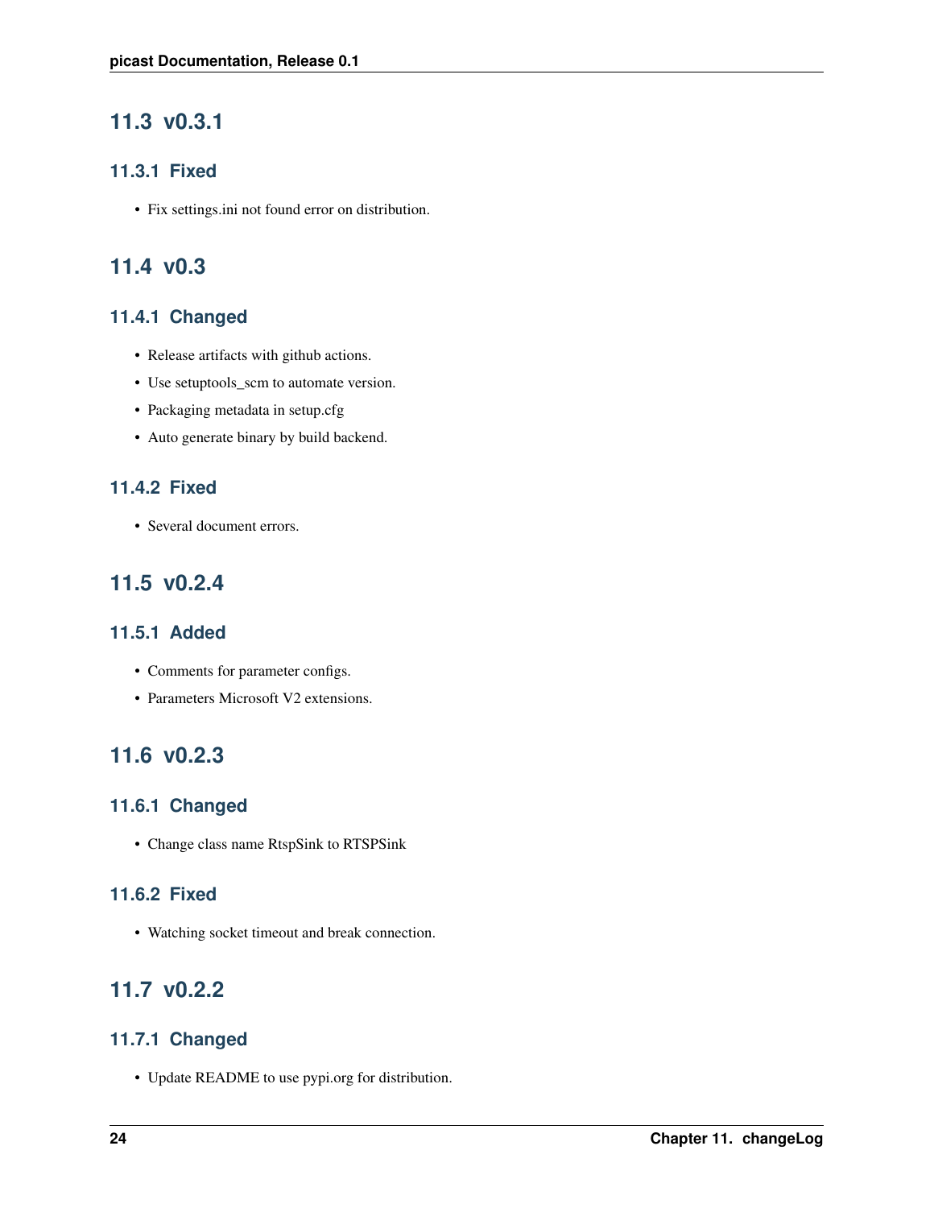## 11.3 v0.3.1

### 11.3.1 Fixed

- Fix settings.ini not found error on distribution.

## 11.4 v0.3

### 11.4.1 Changed

- Release artifacts with github actions.
- Use setuptools_scm to automate version.
- Packaging metadata in setup.cfg
- Auto generate binary by build backend.

### 11.4.2 Fixed

- Several document errors.

## 11.5 v0.2.4

### 11.5.1 Added

- Comments for parameter configs.
- Parameters Microsoft V2 extensions.

## 11.6 v0.2.3

### 11.6.1 Changed

- Change class name RtspSink to RTSPSink

### 11.6.2 Fixed

- Watching socket timeout and break connection.

## 11.7 v0.2.2

### 11.7.1 Changed

- Update README to use pypi.org for distribution.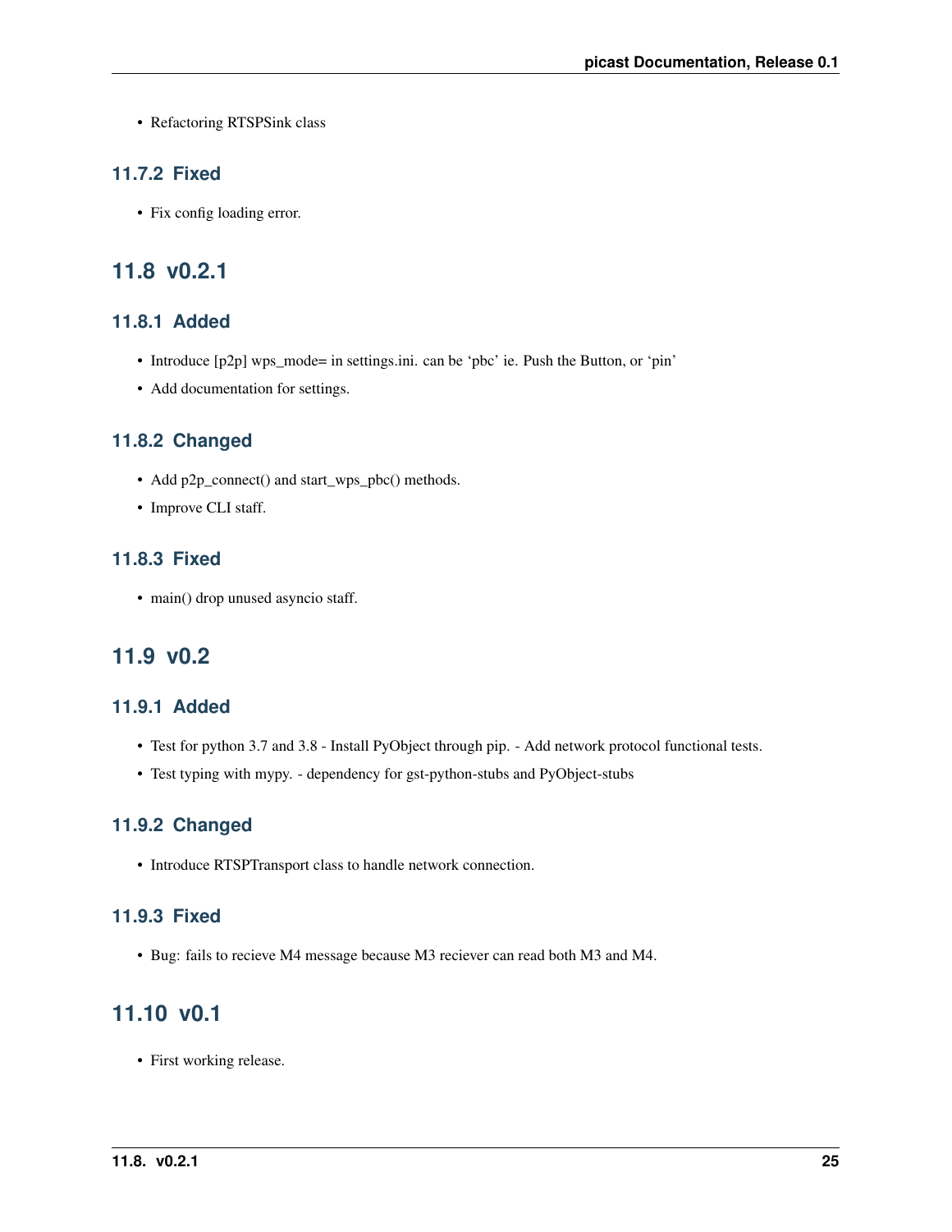- Refactoring RTSPSink class

### 11.7.2 Fixed

- Fix config loading error.

## 11.8 v0.2.1

### 11.8.1 Added

- Introduce [p2p] wps_mode= in settings.ini. can be 'pbc' ie. Push the Button, or 'pin'
- Add documentation for settings.

### 11.8.2 Changed

- Add p2p_connect() and start_wps_pbc() methods.
- Improve CLI staff.

### 11.8.3 Fixed

- main() drop unused asyncio staff.

## 11.9 v0.2

### 11.9.1 Added

- Test for python 3.7 and 3.8 - Install PyObject through pip. - Add network protocol functional tests.
- Test typing with mypy. - dependency for gst-python-stubs and PyObject-stubs

### 11.9.2 Changed

- Introduce RTSPTransport class to handle network connection.

### 11.9.3 Fixed

- Bug: fails to recieve M4 message because M3 reciever can read both M3 and M4.

## 11.10 v0.1

- First working release.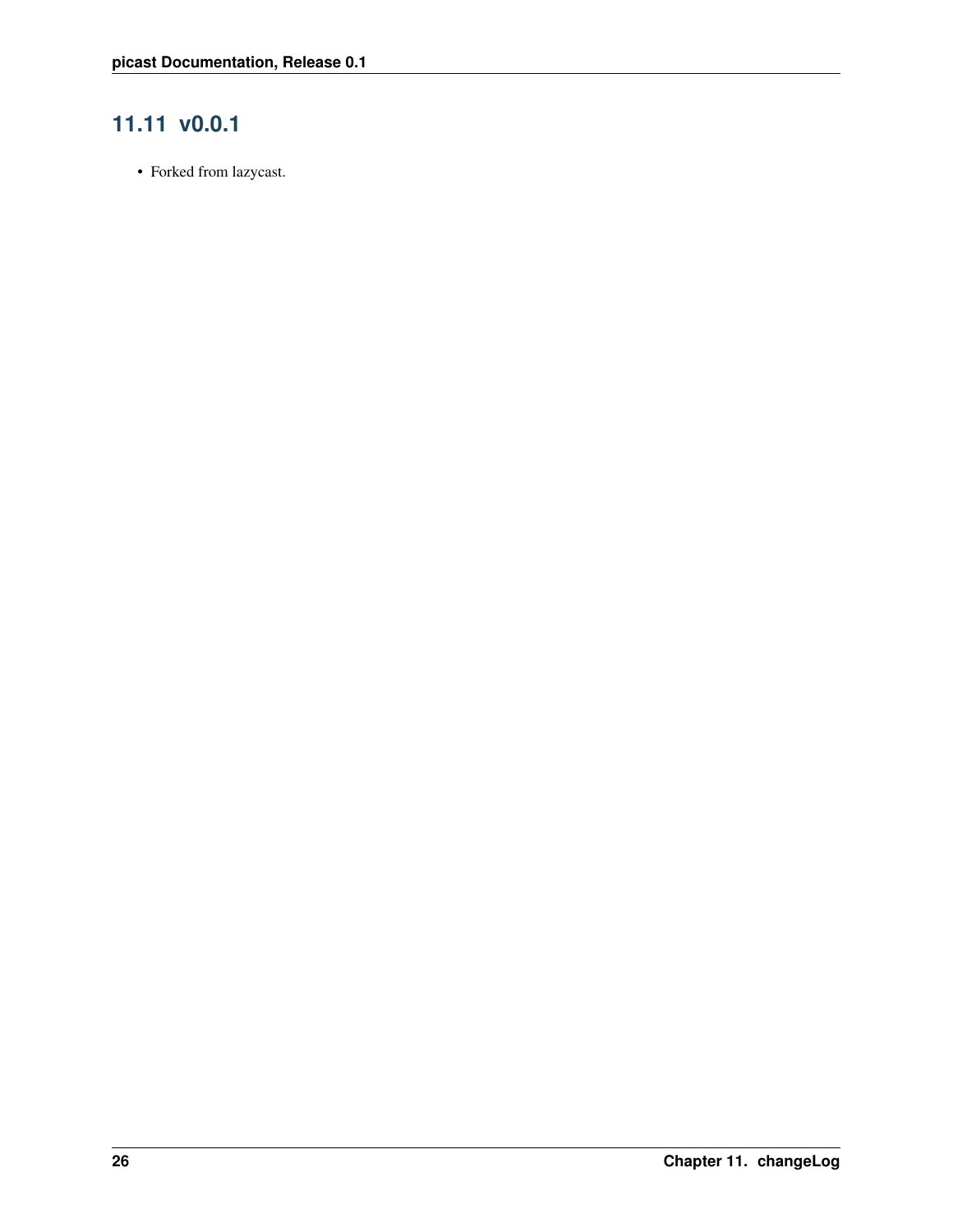## 11.11 v0.0.1

- Forked from lazycast.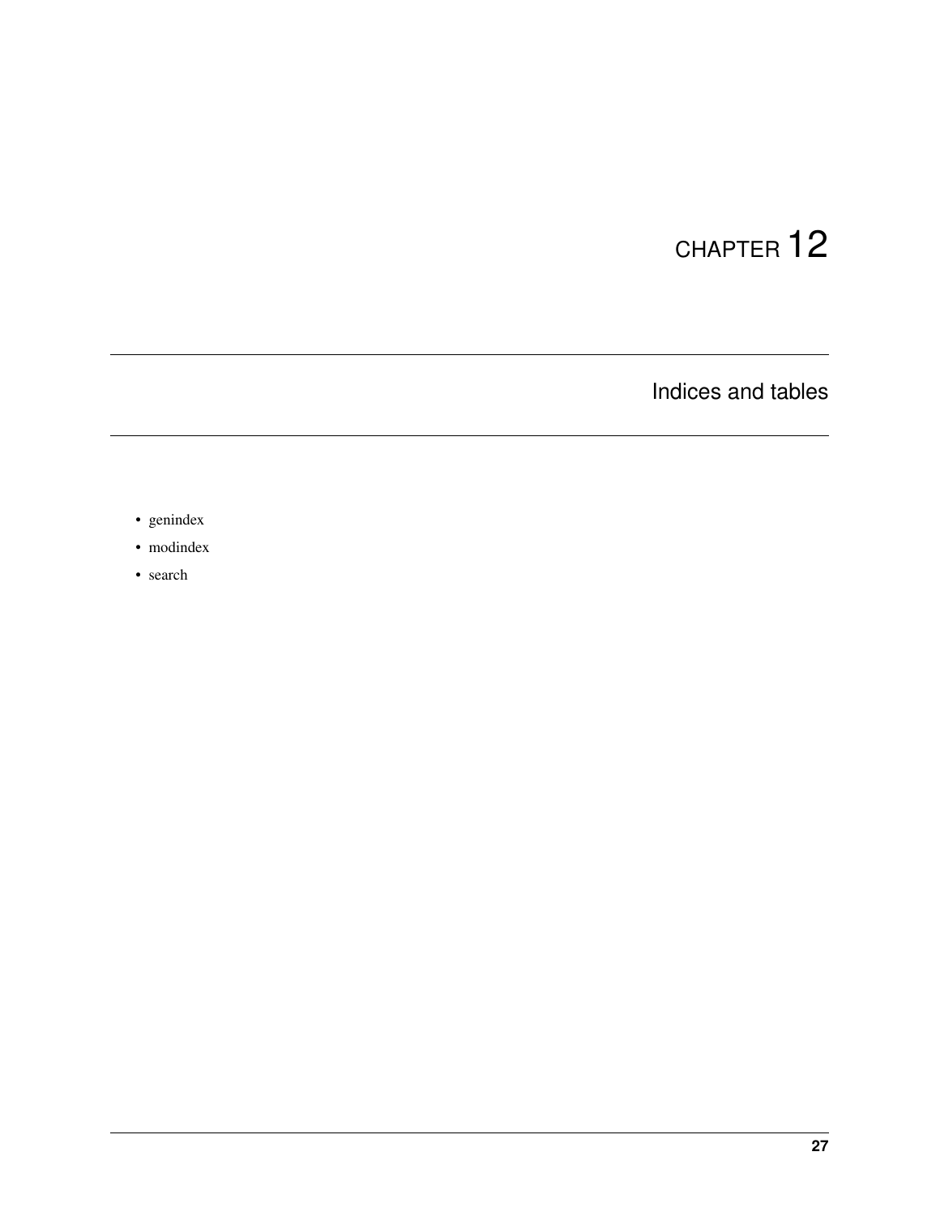# CHAPTER 12

## Indices and tables

- genindex
- modindex
- search